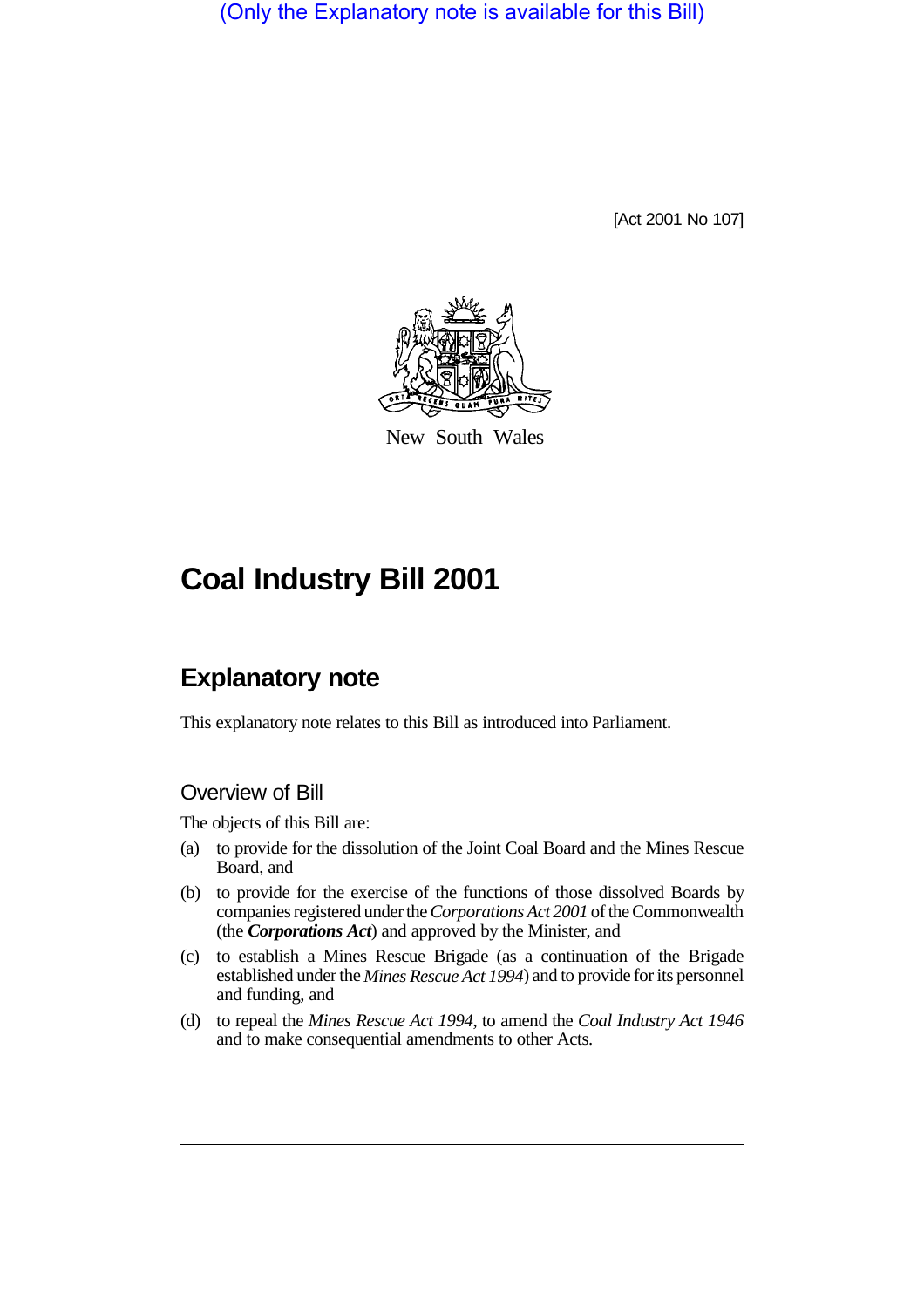(Only the Explanatory note is available for this Bill)

[Act 2001 No 107]

New South Wales

# Coal Industry Bill 2001

## Explanatory note

This explanatory note relates to this Bill as introduced into Parliament.

### Overview of Bill

The objects of this Bill are:

(a) to provide for the dissolution of the Joint Coal Board and the Mines Rescue Board, and

(b) to provide for the exercise of the functions of those dissolved Boards by companies registered under the *Corporations Act 2001* of the Commonwealth (the ***Corporations Act***) and approved by the Minister, and

(c) to establish a Mines Rescue Brigade (as a continuation of the Brigade established under the *Mines Rescue Act 1994*) and to provide for its personnel and funding, and

(d) to repeal the *Mines Rescue Act 1994*, to amend the *Coal Industry Act 1946* and to make consequential amendments to other Acts.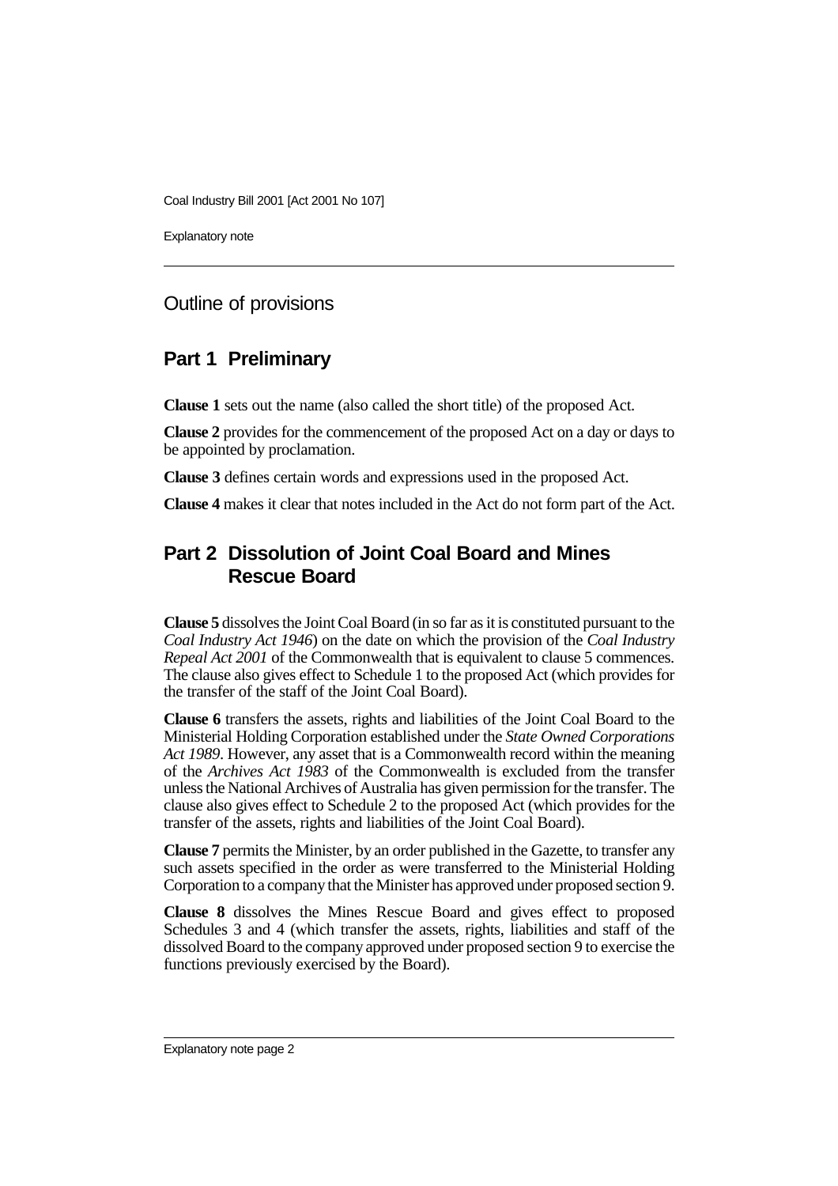## Outline of provisions

## Part 1 Preliminary

**Clause 1** sets out the name (also called the short title) of the proposed Act.

**Clause 2** provides for the commencement of the proposed Act on a day or days to be appointed by proclamation.

**Clause 3** defines certain words and expressions used in the proposed Act.

**Clause 4** makes it clear that notes included in the Act do not form part of the Act.

## Part 2 Dissolution of Joint Coal Board and Mines Rescue Board

**Clause 5** dissolves the Joint Coal Board (in so far as it is constituted pursuant to the *Coal Industry Act 1946*) on the date on which the provision of the *Coal Industry Repeal Act 2001* of the Commonwealth that is equivalent to clause 5 commences. The clause also gives effect to Schedule 1 to the proposed Act (which provides for the transfer of the staff of the Joint Coal Board).

**Clause 6** transfers the assets, rights and liabilities of the Joint Coal Board to the Ministerial Holding Corporation established under the *State Owned Corporations Act 1989*. However, any asset that is a Commonwealth record within the meaning of the *Archives Act 1983* of the Commonwealth is excluded from the transfer unless the National Archives of Australia has given permission for the transfer. The clause also gives effect to Schedule 2 to the proposed Act (which provides for the transfer of the assets, rights and liabilities of the Joint Coal Board).

**Clause 7** permits the Minister, by an order published in the Gazette, to transfer any such assets specified in the order as were transferred to the Ministerial Holding Corporation to a company that the Minister has approved under proposed section 9.

**Clause 8** dissolves the Mines Rescue Board and gives effect to proposed Schedules 3 and 4 (which transfer the assets, rights, liabilities and staff of the dissolved Board to the company approved under proposed section 9 to exercise the functions previously exercised by the Board).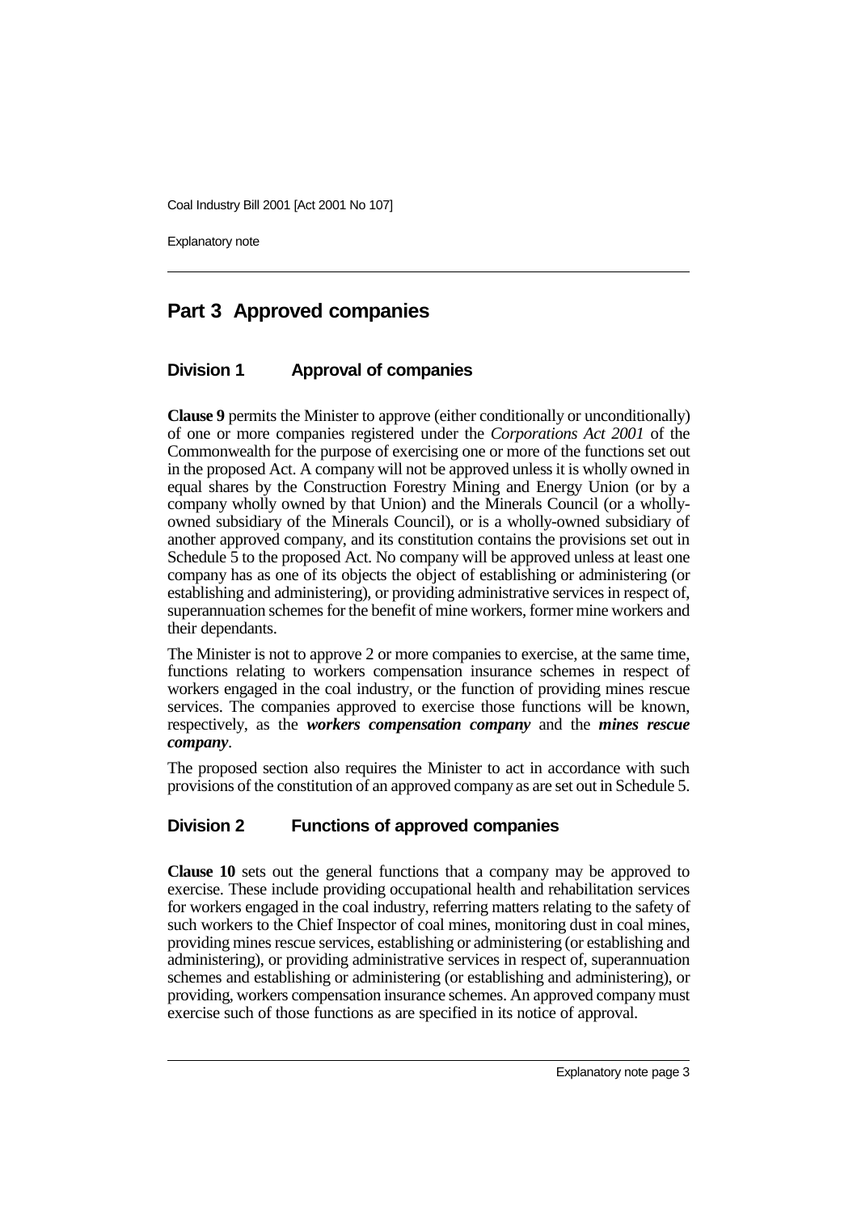## Part 3 Approved companies

### Division 1 Approval of companies

**Clause 9** permits the Minister to approve (either conditionally or unconditionally) of one or more companies registered under the *Corporations Act 2001* of the Commonwealth for the purpose of exercising one or more of the functions set out in the proposed Act. A company will not be approved unless it is wholly owned in equal shares by the Construction Forestry Mining and Energy Union (or by a company wholly owned by that Union) and the Minerals Council (or a wholly-owned subsidiary of the Minerals Council), or is a wholly-owned subsidiary of another approved company, and its constitution contains the provisions set out in Schedule 5 to the proposed Act. No company will be approved unless at least one company has as one of its objects the object of establishing or administering (or establishing and administering), or providing administrative services in respect of, superannuation schemes for the benefit of mine workers, former mine workers and their dependants.

The Minister is not to approve 2 or more companies to exercise, at the same time, functions relating to workers compensation insurance schemes in respect of workers engaged in the coal industry, or the function of providing mines rescue services. The companies approved to exercise those functions will be known, respectively, as the ***workers compensation company*** and the ***mines rescue company***.

The proposed section also requires the Minister to act in accordance with such provisions of the constitution of an approved company as are set out in Schedule 5.

### Division 2 Functions of approved companies

**Clause 10** sets out the general functions that a company may be approved to exercise. These include providing occupational health and rehabilitation services for workers engaged in the coal industry, referring matters relating to the safety of such workers to the Chief Inspector of coal mines, monitoring dust in coal mines, providing mines rescue services, establishing or administering (or establishing and administering), or providing administrative services in respect of, superannuation schemes and establishing or administering (or establishing and administering), or providing, workers compensation insurance schemes. An approved company must exercise such of those functions as are specified in its notice of approval.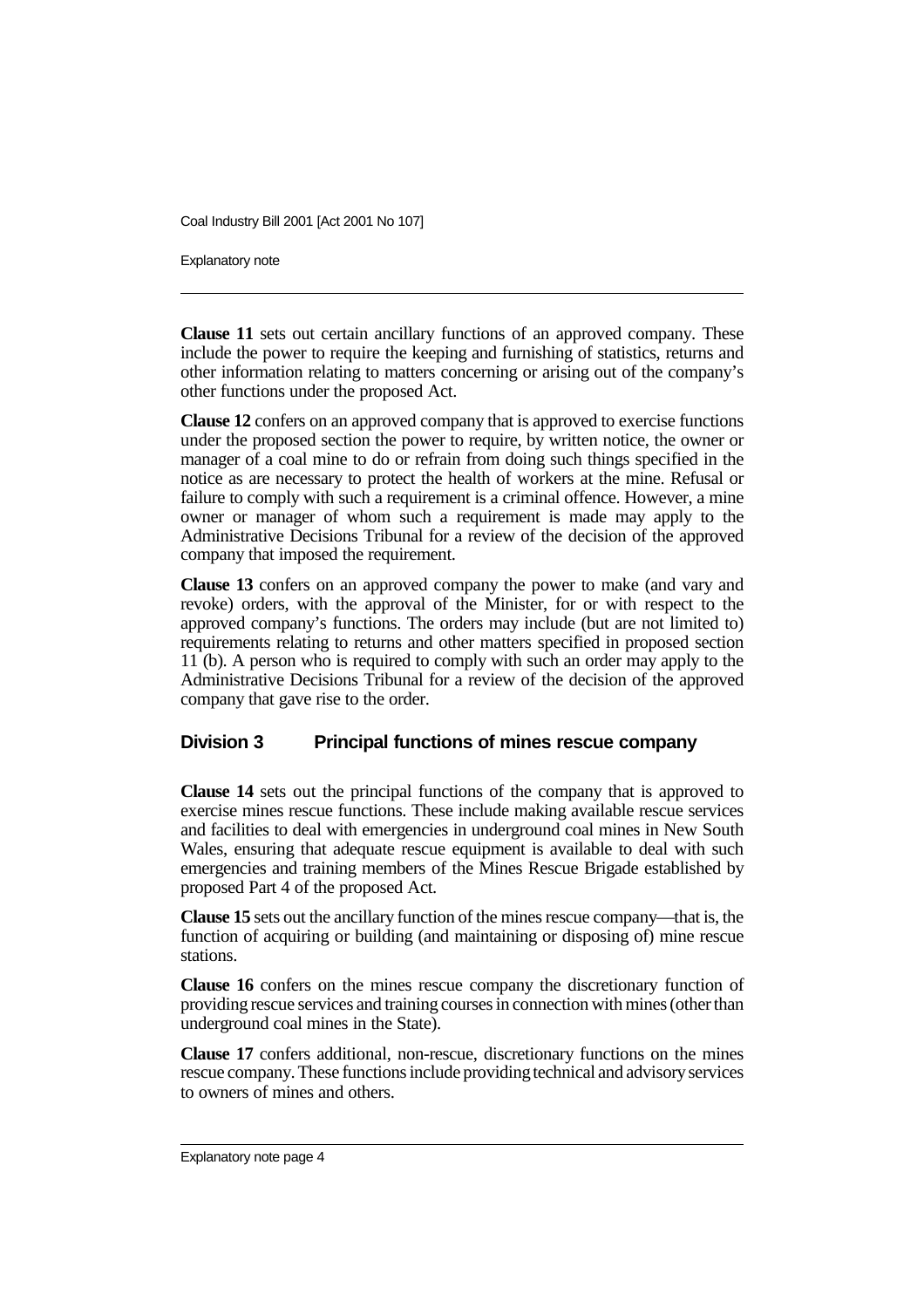**Clause 11** sets out certain ancillary functions of an approved company. These include the power to require the keeping and furnishing of statistics, returns and other information relating to matters concerning or arising out of the company's other functions under the proposed Act.

**Clause 12** confers on an approved company that is approved to exercise functions under the proposed section the power to require, by written notice, the owner or manager of a coal mine to do or refrain from doing such things specified in the notice as are necessary to protect the health of workers at the mine. Refusal or failure to comply with such a requirement is a criminal offence. However, a mine owner or manager of whom such a requirement is made may apply to the Administrative Decisions Tribunal for a review of the decision of the approved company that imposed the requirement.

**Clause 13** confers on an approved company the power to make (and vary and revoke) orders, with the approval of the Minister, for or with respect to the approved company's functions. The orders may include (but are not limited to) requirements relating to returns and other matters specified in proposed section 11 (b). A person who is required to comply with such an order may apply to the Administrative Decisions Tribunal for a review of the decision of the approved company that gave rise to the order.

## Division 3 Principal functions of mines rescue company

**Clause 14** sets out the principal functions of the company that is approved to exercise mines rescue functions. These include making available rescue services and facilities to deal with emergencies in underground coal mines in New South Wales, ensuring that adequate rescue equipment is available to deal with such emergencies and training members of the Mines Rescue Brigade established by proposed Part 4 of the proposed Act.

**Clause 15** sets out the ancillary function of the mines rescue company—that is, the function of acquiring or building (and maintaining or disposing of) mine rescue stations.

**Clause 16** confers on the mines rescue company the discretionary function of providing rescue services and training courses in connection with mines (other than underground coal mines in the State).

**Clause 17** confers additional, non-rescue, discretionary functions on the mines rescue company. These functions include providing technical and advisory services to owners of mines and others.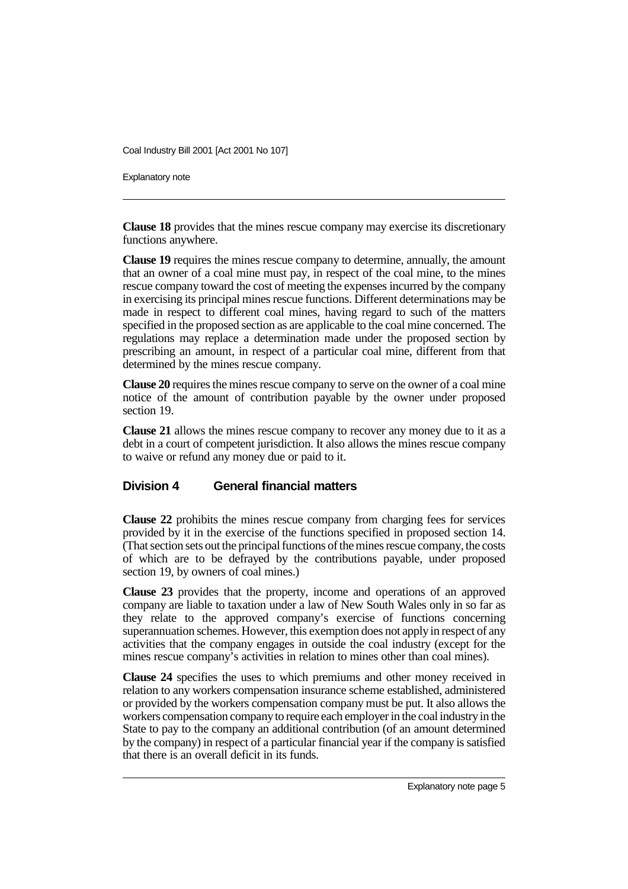**Clause 18** provides that the mines rescue company may exercise its discretionary functions anywhere.

**Clause 19** requires the mines rescue company to determine, annually, the amount that an owner of a coal mine must pay, in respect of the coal mine, to the mines rescue company toward the cost of meeting the expenses incurred by the company in exercising its principal mines rescue functions. Different determinations may be made in respect to different coal mines, having regard to such of the matters specified in the proposed section as are applicable to the coal mine concerned. The regulations may replace a determination made under the proposed section by prescribing an amount, in respect of a particular coal mine, different from that determined by the mines rescue company.

**Clause 20** requires the mines rescue company to serve on the owner of a coal mine notice of the amount of contribution payable by the owner under proposed section 19.

**Clause 21** allows the mines rescue company to recover any money due to it as a debt in a court of competent jurisdiction. It also allows the mines rescue company to waive or refund any money due or paid to it.

### Division 4 General financial matters

**Clause 22** prohibits the mines rescue company from charging fees for services provided by it in the exercise of the functions specified in proposed section 14. (That section sets out the principal functions of the mines rescue company, the costs of which are to be defrayed by the contributions payable, under proposed section 19, by owners of coal mines.)

**Clause 23** provides that the property, income and operations of an approved company are liable to taxation under a law of New South Wales only in so far as they relate to the approved company's exercise of functions concerning superannuation schemes. However, this exemption does not apply in respect of any activities that the company engages in outside the coal industry (except for the mines rescue company's activities in relation to mines other than coal mines).

**Clause 24** specifies the uses to which premiums and other money received in relation to any workers compensation insurance scheme established, administered or provided by the workers compensation company must be put. It also allows the workers compensation company to require each employer in the coal industry in the State to pay to the company an additional contribution (of an amount determined by the company) in respect of a particular financial year if the company is satisfied that there is an overall deficit in its funds.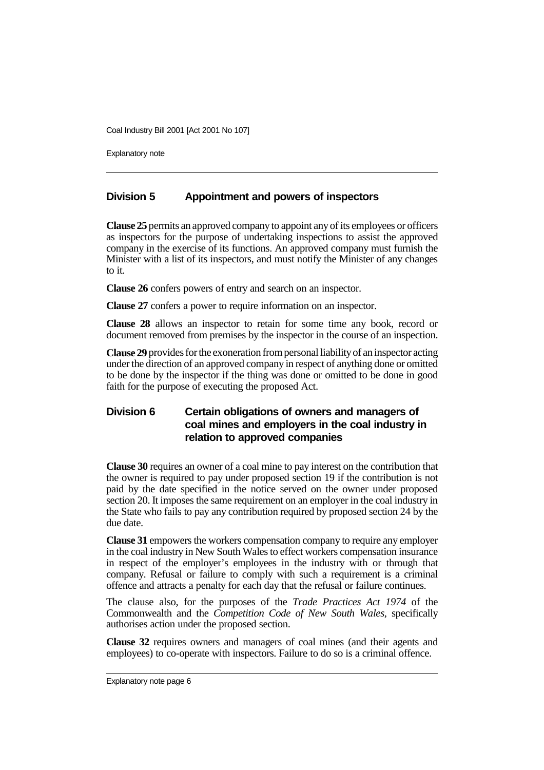## Division 5 Appointment and powers of inspectors

**Clause 25** permits an approved company to appoint any of its employees or officers as inspectors for the purpose of undertaking inspections to assist the approved company in the exercise of its functions. An approved company must furnish the Minister with a list of its inspectors, and must notify the Minister of any changes to it.

**Clause 26** confers powers of entry and search on an inspector.

**Clause 27** confers a power to require information on an inspector.

**Clause 28** allows an inspector to retain for some time any book, record or document removed from premises by the inspector in the course of an inspection.

**Clause 29** provides for the exoneration from personal liability of an inspector acting under the direction of an approved company in respect of anything done or omitted to be done by the inspector if the thing was done or omitted to be done in good faith for the purpose of executing the proposed Act.

## Division 6 Certain obligations of owners and managers of coal mines and employers in the coal industry in relation to approved companies

**Clause 30** requires an owner of a coal mine to pay interest on the contribution that the owner is required to pay under proposed section 19 if the contribution is not paid by the date specified in the notice served on the owner under proposed section 20. It imposes the same requirement on an employer in the coal industry in the State who fails to pay any contribution required by proposed section 24 by the due date.

**Clause 31** empowers the workers compensation company to require any employer in the coal industry in New South Wales to effect workers compensation insurance in respect of the employer's employees in the industry with or through that company. Refusal or failure to comply with such a requirement is a criminal offence and attracts a penalty for each day that the refusal or failure continues.

The clause also, for the purposes of the *Trade Practices Act 1974* of the Commonwealth and the *Competition Code of New South Wales*, specifically authorises action under the proposed section.

**Clause 32** requires owners and managers of coal mines (and their agents and employees) to co-operate with inspectors. Failure to do so is a criminal offence.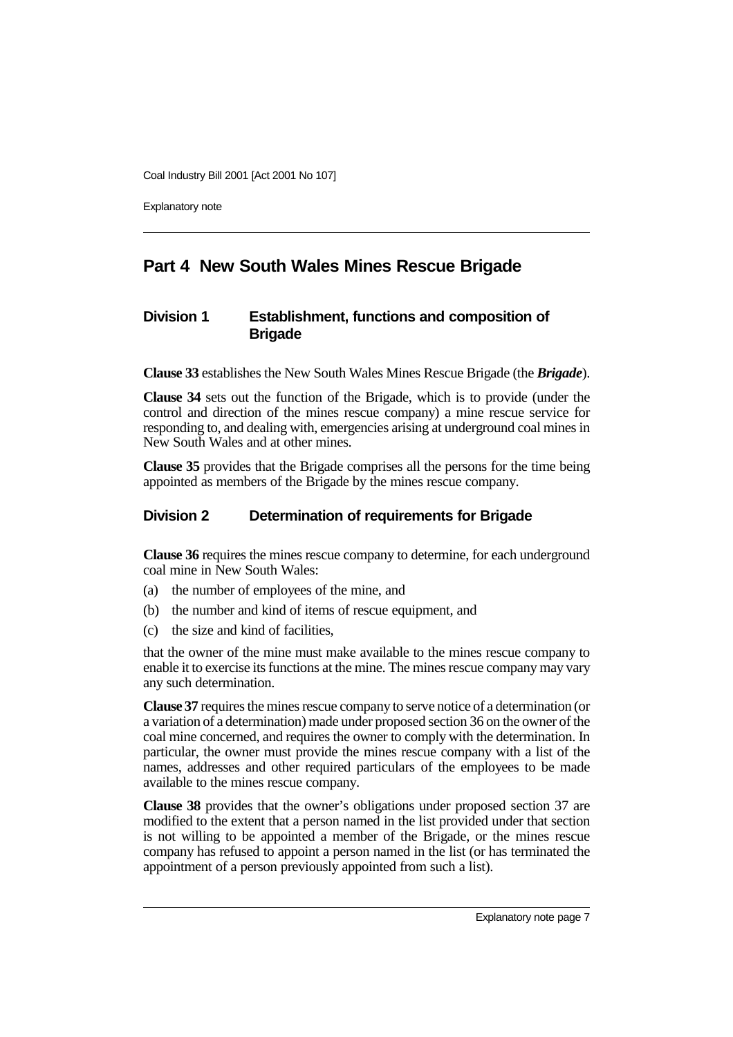## Part 4 New South Wales Mines Rescue Brigade

### Division 1 Establishment, functions and composition of Brigade

**Clause 33** establishes the New South Wales Mines Rescue Brigade (the ***Brigade***).

**Clause 34** sets out the function of the Brigade, which is to provide (under the control and direction of the mines rescue company) a mine rescue service for responding to, and dealing with, emergencies arising at underground coal mines in New South Wales and at other mines.

**Clause 35** provides that the Brigade comprises all the persons for the time being appointed as members of the Brigade by the mines rescue company.

### Division 2 Determination of requirements for Brigade

**Clause 36** requires the mines rescue company to determine, for each underground coal mine in New South Wales:

(a) the number of employees of the mine, and

(b) the number and kind of items of rescue equipment, and

(c) the size and kind of facilities,

that the owner of the mine must make available to the mines rescue company to enable it to exercise its functions at the mine. The mines rescue company may vary any such determination.

**Clause 37** requires the mines rescue company to serve notice of a determination (or a variation of a determination) made under proposed section 36 on the owner of the coal mine concerned, and requires the owner to comply with the determination. In particular, the owner must provide the mines rescue company with a list of the names, addresses and other required particulars of the employees to be made available to the mines rescue company.

**Clause 38** provides that the owner's obligations under proposed section 37 are modified to the extent that a person named in the list provided under that section is not willing to be appointed a member of the Brigade, or the mines rescue company has refused to appoint a person named in the list (or has terminated the appointment of a person previously appointed from such a list).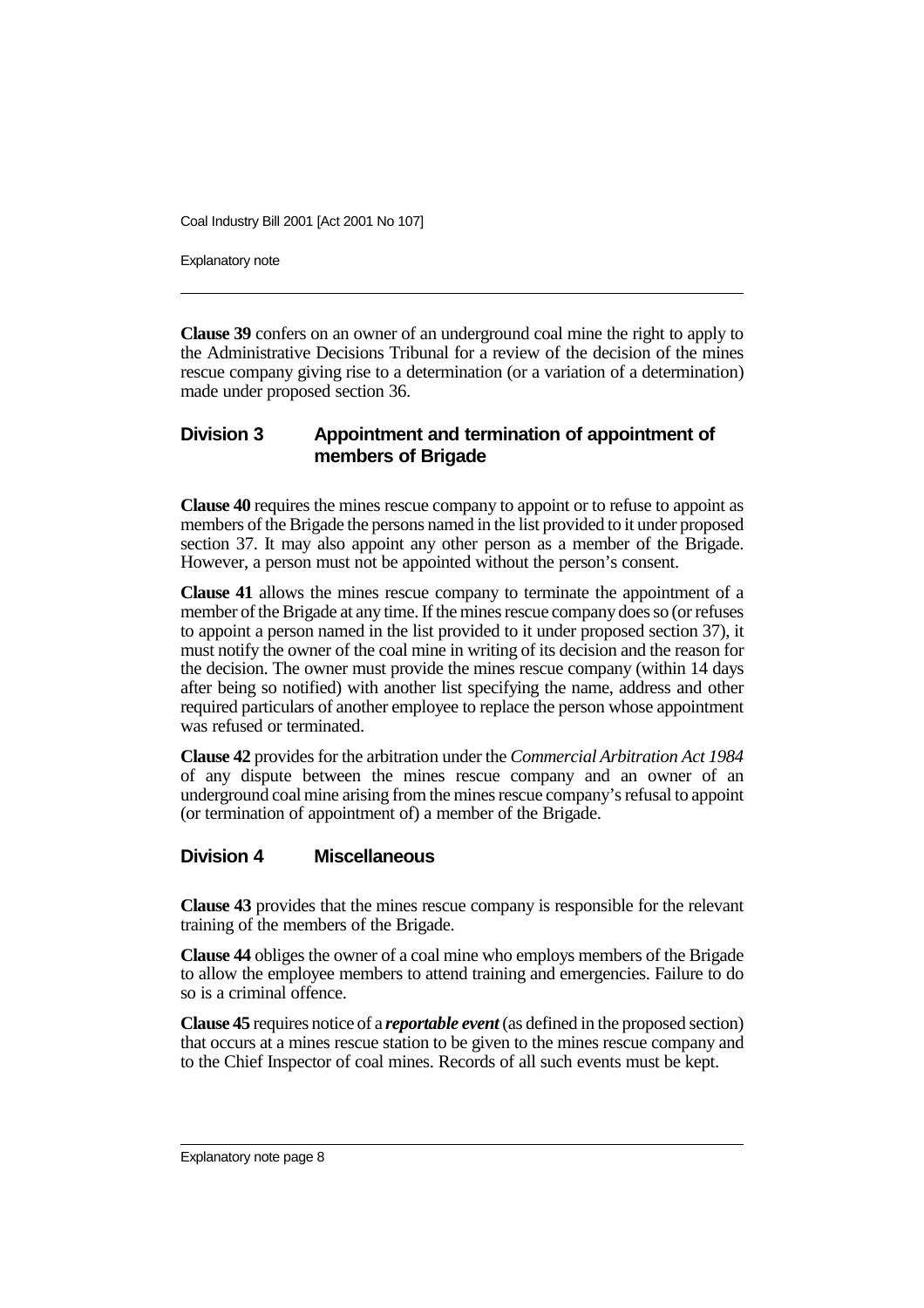**Clause 39** confers on an owner of an underground coal mine the right to apply to the Administrative Decisions Tribunal for a review of the decision of the mines rescue company giving rise to a determination (or a variation of a determination) made under proposed section 36.

## Division 3 Appointment and termination of appointment of members of Brigade

**Clause 40** requires the mines rescue company to appoint or to refuse to appoint as members of the Brigade the persons named in the list provided to it under proposed section 37. It may also appoint any other person as a member of the Brigade. However, a person must not be appointed without the person's consent.

**Clause 41** allows the mines rescue company to terminate the appointment of a member of the Brigade at any time. If the mines rescue company does so (or refuses to appoint a person named in the list provided to it under proposed section 37), it must notify the owner of the coal mine in writing of its decision and the reason for the decision. The owner must provide the mines rescue company (within 14 days after being so notified) with another list specifying the name, address and other required particulars of another employee to replace the person whose appointment was refused or terminated.

**Clause 42** provides for the arbitration under the *Commercial Arbitration Act 1984* of any dispute between the mines rescue company and an owner of an underground coal mine arising from the mines rescue company's refusal to appoint (or termination of appointment of) a member of the Brigade.

## Division 4 Miscellaneous

**Clause 43** provides that the mines rescue company is responsible for the relevant training of the members of the Brigade.

**Clause 44** obliges the owner of a coal mine who employs members of the Brigade to allow the employee members to attend training and emergencies. Failure to do so is a criminal offence.

**Clause 45** requires notice of a ***reportable event*** (as defined in the proposed section) that occurs at a mines rescue station to be given to the mines rescue company and to the Chief Inspector of coal mines. Records of all such events must be kept.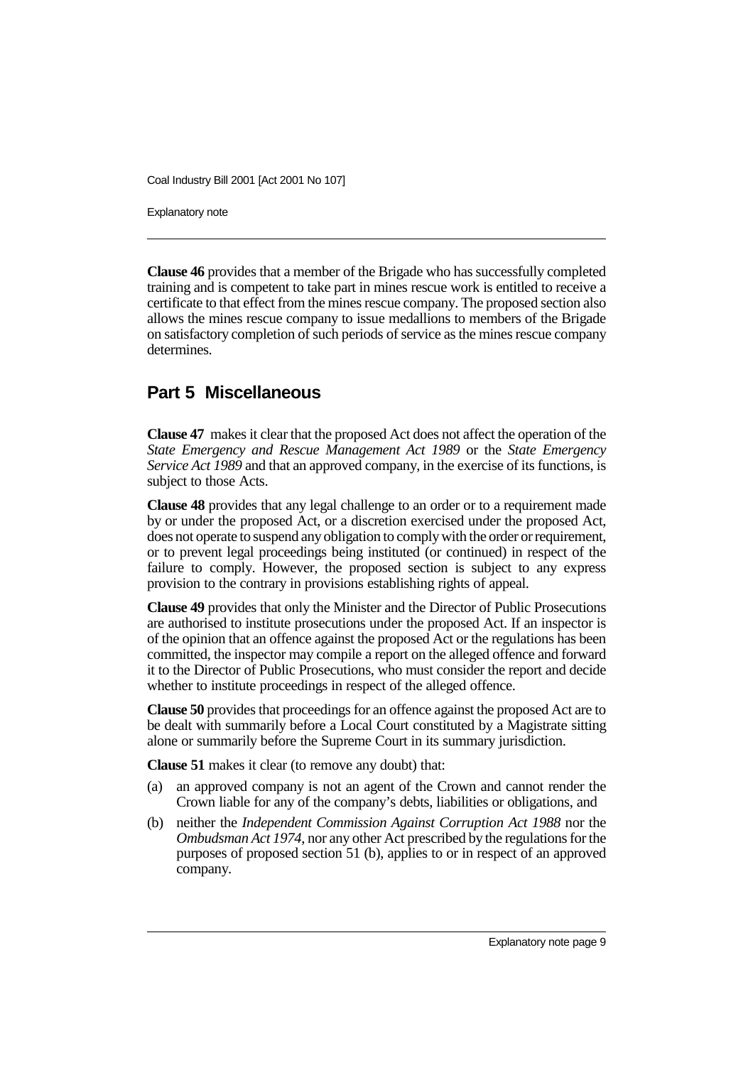**Clause 46** provides that a member of the Brigade who has successfully completed training and is competent to take part in mines rescue work is entitled to receive a certificate to that effect from the mines rescue company. The proposed section also allows the mines rescue company to issue medallions to members of the Brigade on satisfactory completion of such periods of service as the mines rescue company determines.

## Part 5 Miscellaneous

**Clause 47** makes it clear that the proposed Act does not affect the operation of the *State Emergency and Rescue Management Act 1989* or the *State Emergency Service Act 1989* and that an approved company, in the exercise of its functions, is subject to those Acts.

**Clause 48** provides that any legal challenge to an order or to a requirement made by or under the proposed Act, or a discretion exercised under the proposed Act, does not operate to suspend any obligation to comply with the order or requirement, or to prevent legal proceedings being instituted (or continued) in respect of the failure to comply. However, the proposed section is subject to any express provision to the contrary in provisions establishing rights of appeal.

**Clause 49** provides that only the Minister and the Director of Public Prosecutions are authorised to institute prosecutions under the proposed Act. If an inspector is of the opinion that an offence against the proposed Act or the regulations has been committed, the inspector may compile a report on the alleged offence and forward it to the Director of Public Prosecutions, who must consider the report and decide whether to institute proceedings in respect of the alleged offence.

**Clause 50** provides that proceedings for an offence against the proposed Act are to be dealt with summarily before a Local Court constituted by a Magistrate sitting alone or summarily before the Supreme Court in its summary jurisdiction.

**Clause 51** makes it clear (to remove any doubt) that:

(a) an approved company is not an agent of the Crown and cannot render the Crown liable for any of the company's debts, liabilities or obligations, and

(b) neither the *Independent Commission Against Corruption Act 1988* nor the *Ombudsman Act 1974*, nor any other Act prescribed by the regulations for the purposes of proposed section 51 (b), applies to or in respect of an approved company.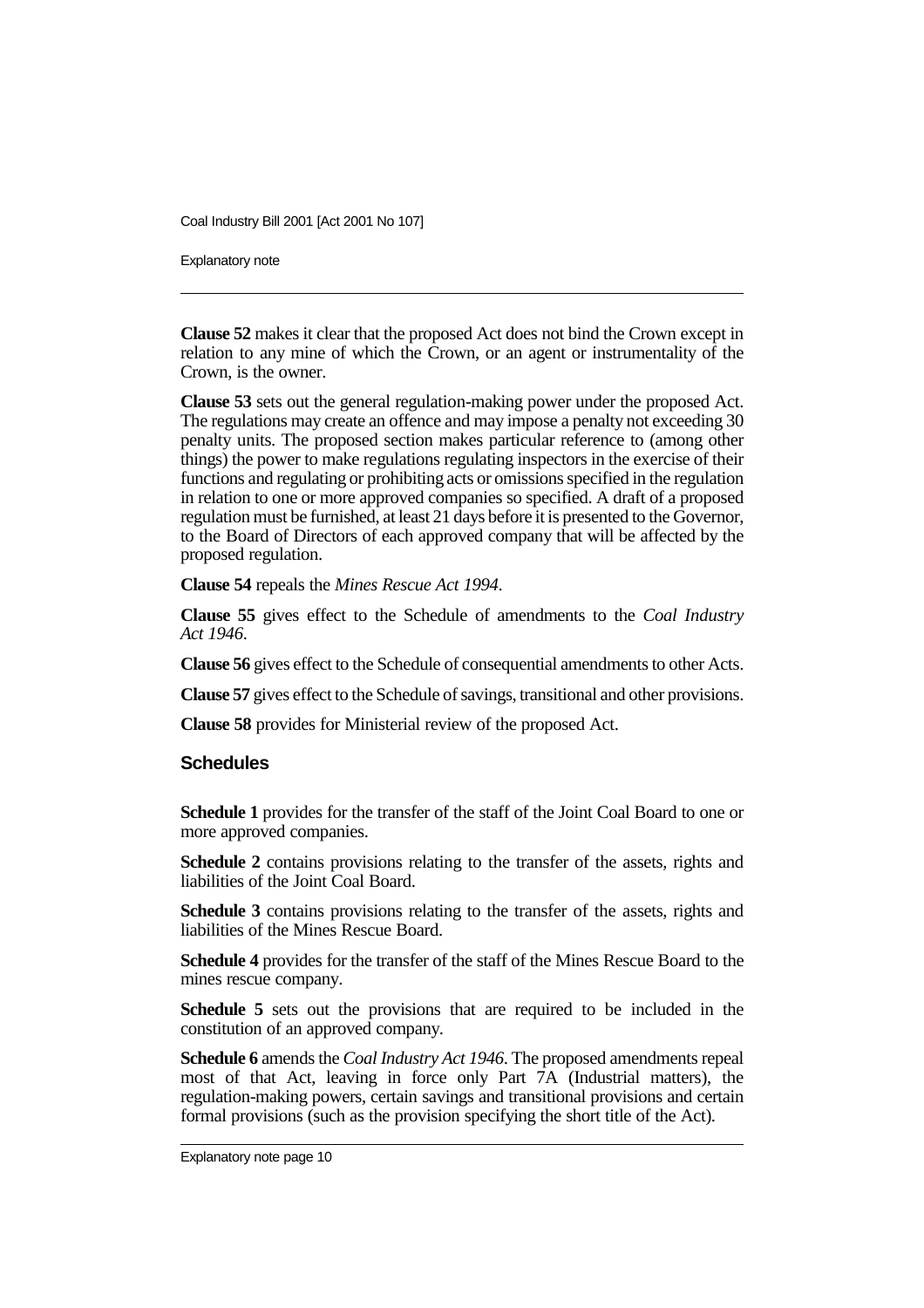**Clause 52** makes it clear that the proposed Act does not bind the Crown except in relation to any mine of which the Crown, or an agent or instrumentality of the Crown, is the owner.

**Clause 53** sets out the general regulation-making power under the proposed Act. The regulations may create an offence and may impose a penalty not exceeding 30 penalty units. The proposed section makes particular reference to (among other things) the power to make regulations regulating inspectors in the exercise of their functions and regulating or prohibiting acts or omissions specified in the regulation in relation to one or more approved companies so specified. A draft of a proposed regulation must be furnished, at least 21 days before it is presented to the Governor, to the Board of Directors of each approved company that will be affected by the proposed regulation.

**Clause 54** repeals the *Mines Rescue Act 1994*.

**Clause 55** gives effect to the Schedule of amendments to the *Coal Industry Act 1946*.

**Clause 56** gives effect to the Schedule of consequential amendments to other Acts.

**Clause 57** gives effect to the Schedule of savings, transitional and other provisions.

**Clause 58** provides for Ministerial review of the proposed Act.

## Schedules

**Schedule 1** provides for the transfer of the staff of the Joint Coal Board to one or more approved companies.

**Schedule 2** contains provisions relating to the transfer of the assets, rights and liabilities of the Joint Coal Board.

**Schedule 3** contains provisions relating to the transfer of the assets, rights and liabilities of the Mines Rescue Board.

**Schedule 4** provides for the transfer of the staff of the Mines Rescue Board to the mines rescue company.

**Schedule 5** sets out the provisions that are required to be included in the constitution of an approved company.

**Schedule 6** amends the *Coal Industry Act 1946*. The proposed amendments repeal most of that Act, leaving in force only Part 7A (Industrial matters), the regulation-making powers, certain savings and transitional provisions and certain formal provisions (such as the provision specifying the short title of the Act).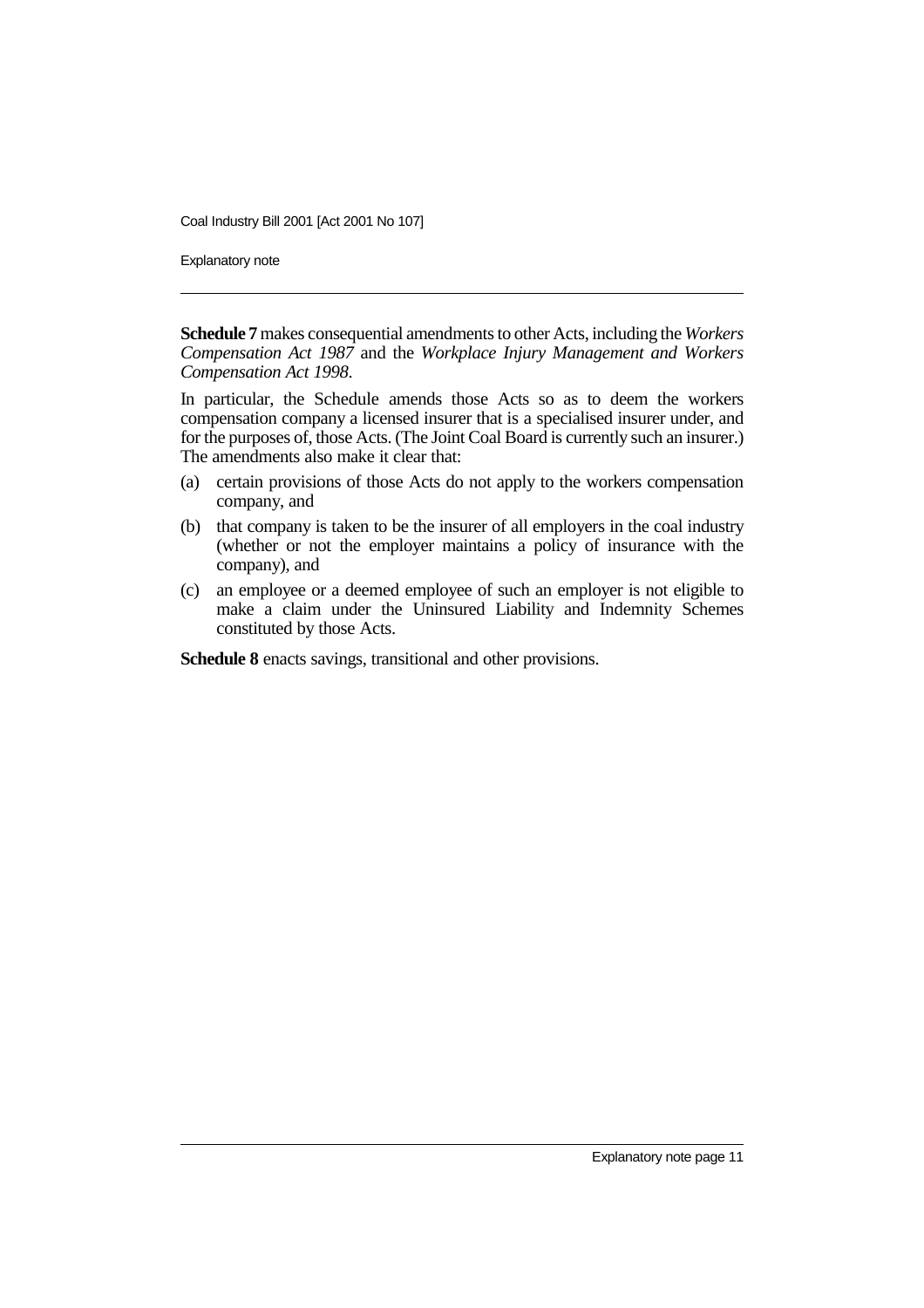**Schedule 7** makes consequential amendments to other Acts, including the *Workers Compensation Act 1987* and the *Workplace Injury Management and Workers Compensation Act 1998*.

In particular, the Schedule amends those Acts so as to deem the workers compensation company a licensed insurer that is a specialised insurer under, and for the purposes of, those Acts. (The Joint Coal Board is currently such an insurer.) The amendments also make it clear that:

(a) certain provisions of those Acts do not apply to the workers compensation company, and

(b) that company is taken to be the insurer of all employers in the coal industry (whether or not the employer maintains a policy of insurance with the company), and

(c) an employee or a deemed employee of such an employer is not eligible to make a claim under the Uninsured Liability and Indemnity Schemes constituted by those Acts.

**Schedule 8** enacts savings, transitional and other provisions.